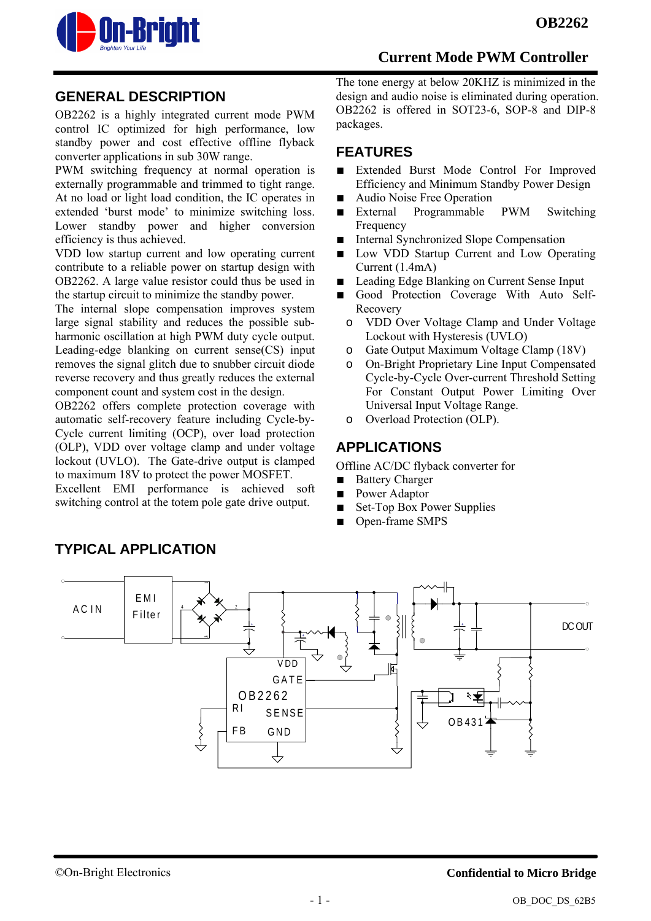# OB2262

## Current Mode PWM Controller

## GENERAL DESCRIPTION

OB2262 is a highly integrated current mode PWM control IC optimized for high performance, low standby power and cost effective offline flyback converter applications in sub 30W range.

PWM switching frequency at normal operation is externally programmable and trimmed to tight range. At no load or light load condition, the IC operates in extended 'burst mode' to minimize switching loss. Lower standby power and higher conversion efficiency is thus achieved.

VDD low startup current and low operating current contribute to a reliable power on startup design with OB2262. A large value resistor could thus be used in the startup circuit to minimize the standby power.

The internal slope compensation improves system large signal stability and reduces the possible sub-harmonic oscillation at high PWM duty cycle output. Leading-edge blanking on current sense(CS) input removes the signal glitch due to snubber circuit diode reverse recovery and thus greatly reduces the external component count and system cost in the design.

OB2262 offers complete protection coverage with automatic self-recovery feature including Cycle-by-Cycle current limiting (OCP), over load protection (OLP), VDD over voltage clamp and under voltage lockout (UVLO). The Gate-drive output is clamped to maximum 18V to protect the power MOSFET.

Excellent EMI performance is achieved soft switching control at the totem pole gate drive output.

The tone energy at below 20KHZ is minimized in the design and audio noise is eliminated during operation.

OB2262 is offered in SOT23-6, SOP-8 and DIP-8 packages.

## FEATURES

- Extended Burst Mode Control For Improved Efficiency and Minimum Standby Power Design
- Audio Noise Free Operation
- External Programmable PWM Switching Frequency
- Internal Synchronized Slope Compensation
- Low VDD Startup Current and Low Operating Current (1.4mA)
- Leading Edge Blanking on Current Sense Input
- Good Protection Coverage With Auto Self-Recovery
  - VDD Over Voltage Clamp and Under Voltage Lockout with Hysteresis (UVLO)
  - Gate Output Maximum Voltage Clamp (18V)
  - On-Bright Proprietary Line Input Compensated Cycle-by-Cycle Over-current Threshold Setting For Constant Output Power Limiting Over Universal Input Voltage Range.
  - Overload Protection (OLP).

## APPLICATIONS

Offline AC/DC flyback converter for

- Battery Charger
- Power Adaptor
- Set-Top Box Power Supplies
- Open-frame SMPS

## TYPICAL APPLICATION

AC IN — EMI Filter — OB2262 (VDD, GATE, RI, SENSE, FB, GND) — OB431 — DC OUT

©On-Bright Electronics

Confidential to Micro Bridge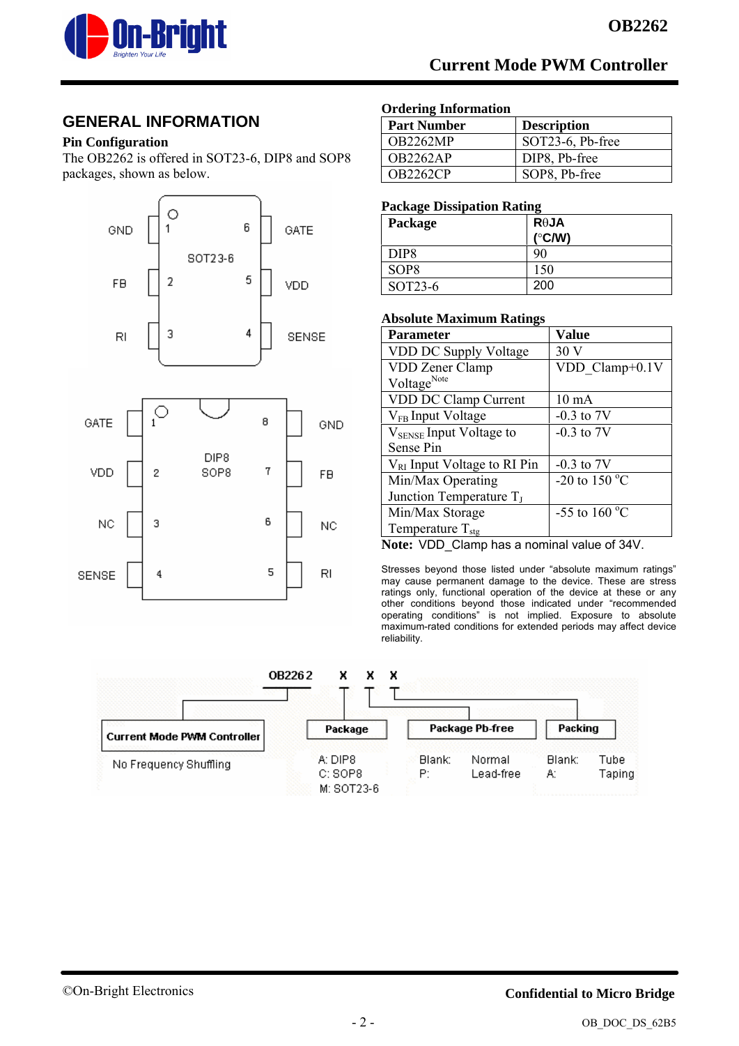## GENERAL INFORMATION

### Pin Configuration

The OB2262 is offered in SOT23-6, DIP8 and SOP8 packages, shown as below.

**SOT23-6**

| Pin | Name | Pin | Name |
|---|---|---|---|
| 1 | GND | 6 | GATE |
| 2 | FB | 5 | VDD |
| 3 | RI | 4 | SENSE |

**DIP8 / SOP8**

| Pin | Name | Pin | Name |
|---|---|---|---|
| 1 | GATE | 8 | GND |
| 2 | VDD | 7 | FB |
| 3 | NC | 6 | NC |
| 4 | SENSE | 5 | RI |

### Ordering Information

| Part Number | Description |
|---|---|
| OB2262MP | SOT23-6, Pb-free |
| OB2262AP | DIP8, Pb-free |
| OB2262CP | SOP8, Pb-free |

### Package Dissipation Rating

| Package | RθJA (°C/W) |
|---|---|
| DIP8 | 90 |
| SOP8 | 150 |
| SOT23-6 | 200 |

### Absolute Maximum Ratings

| Parameter | Value |
|---|---|
| VDD DC Supply Voltage | 30 V |
| VDD Zener Clamp Voltage[Note] | VDD_Clamp+0.1V |
| VDD DC Clamp Current | 10 mA |
| $V_{FB}$ Input Voltage | -0.3 to 7V |
| $V_{SENSE}$ Input Voltage to Sense Pin | -0.3 to 7V |
| $V_{RI}$ Input Voltage to RI Pin | -0.3 to 7V |
| Min/Max Operating Junction Temperature $T_J$ | -20 to 150 °C |
| Min/Max Storage Temperature $T_{stg}$ | -55 to 160 °C |

**Note:** VDD_Clamp has a nominal value of 34V.

Stresses beyond those listed under "absolute maximum ratings" may cause permanent damage to the device. These are stress ratings only, functional operation of the device at these or any other conditions beyond those indicated under "recommended operating conditions" is not implied. Exposure to absolute maximum-rated conditions for extended periods may affect device reliability.

**OB2262 X X X**

- **Current Mode PWM Controller**: No Frequency Shuffling
- **Package**: A: DIP8; C: SOP8; M: SOT23-6
- **Package Pb-free**: Blank: Normal; P: Lead-free
- **Packing**: Blank: Tube; A: Taping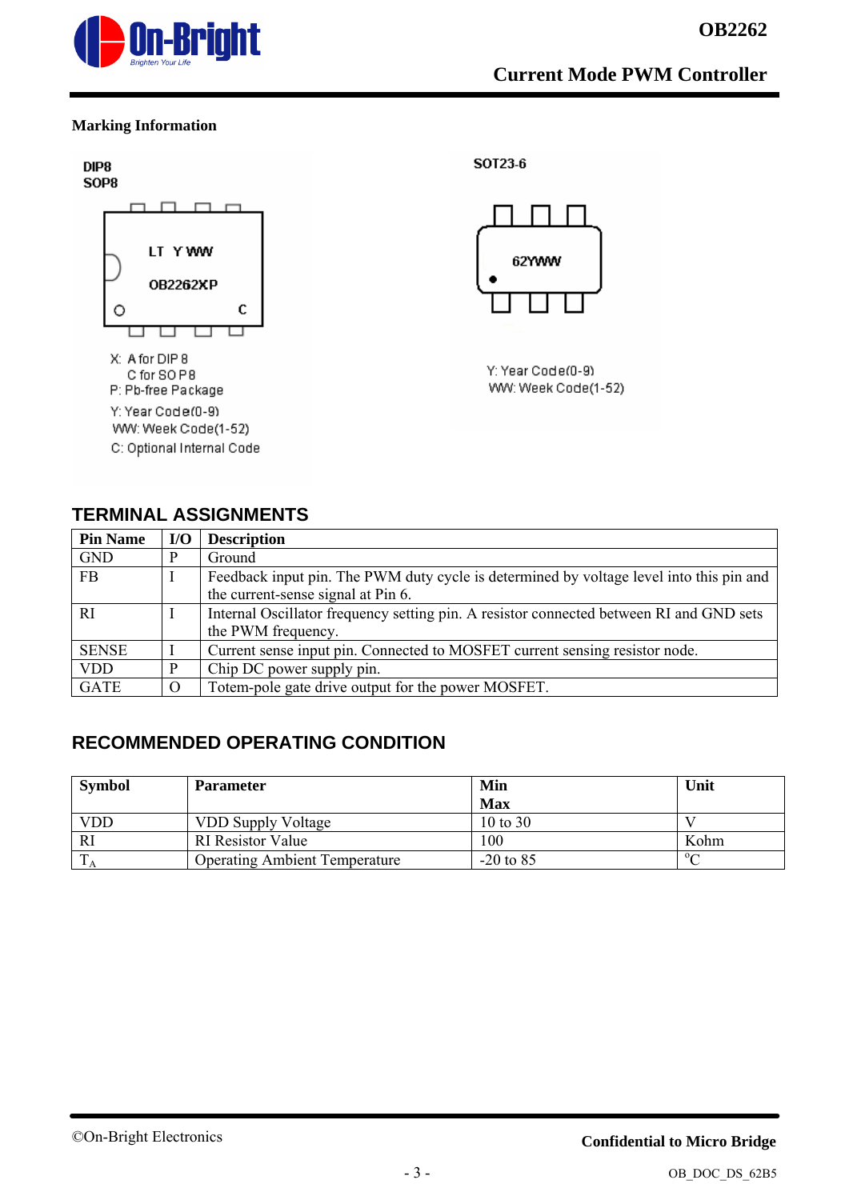**Marking Information**

DIP8
SOP8

LT Y WW
OB2262XP
C

X: A for DIP 8
C for SO P8
P: Pb-free Package
Y: Year Code(0-9)
WW: Week Code(1-52)
C: Optional Internal Code

SOT23-6

62YWW

Y: Year Code(0-9)
WW: Week Code(1-52)

## TERMINAL ASSIGNMENTS

| Pin Name | I/O | Description |
|---|---|---|
| GND | P | Ground |
| FB | I | Feedback input pin. The PWM duty cycle is determined by voltage level into this pin and the current-sense signal at Pin 6. |
| RI | I | Internal Oscillator frequency setting pin. A resistor connected between RI and GND sets the PWM frequency. |
| SENSE | I | Current sense input pin. Connected to MOSFET current sensing resistor node. |
| VDD | P | Chip DC power supply pin. |
| GATE | O | Totem-pole gate drive output for the power MOSFET. |

## RECOMMENDED OPERATING CONDITION

| Symbol | Parameter | Min Max | Unit |
|---|---|---|---|
| VDD | VDD Supply Voltage | 10 to 30 | V |
| RI | RI Resistor Value | 100 | Kohm |
| $T_A$ | Operating Ambient Temperature | -20 to 85 | $^oC$ |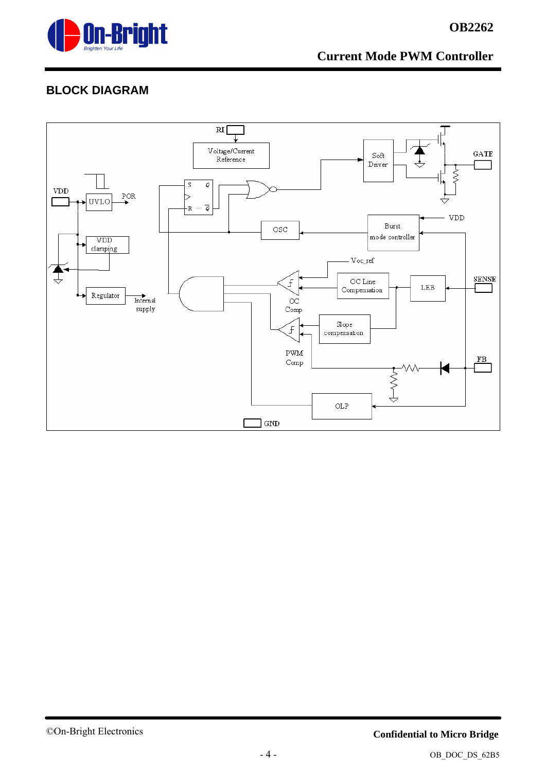## BLOCK DIAGRAM

RI

Voltage/Current Reference

Soft Driver

GATE

VDD

UVLO

POR

S Q

R Q̄

OSC

Burst mode controller

VDD

VDD clamping

Voc_ref

OC Line Compensation

LEB

SENSE

Regulator

Internal supply

OC Comp

Slope compensation

PWM Comp

FB

OLP

GND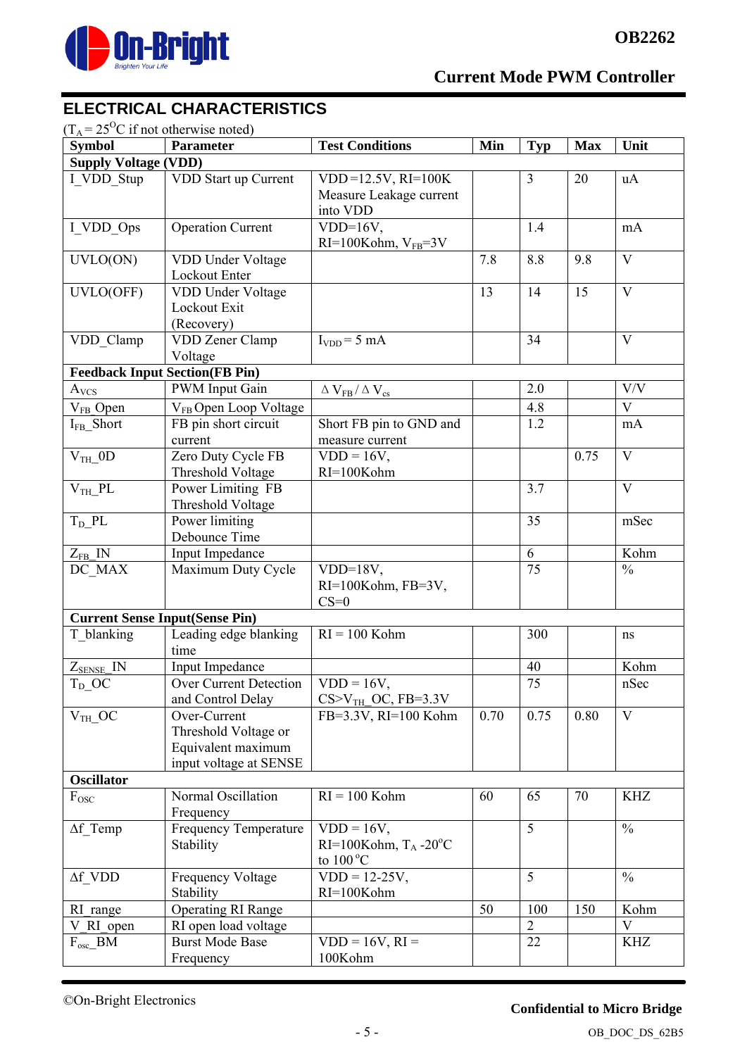## ELECTRICAL CHARACTERISTICS

($T_A = 25^{O}C$ if not otherwise noted)

| Symbol | Parameter | Test Conditions | Min | Typ | Max | Unit |
|---|---|---|---|---|---|---|
| **Supply Voltage (VDD)** | | | | | | |
| I_VDD_Stup | VDD Start up Current | VDD=12.5V, RI=100K Measure Leakage current into VDD | | 3 | 20 | uA |
| I_VDD_Ops | Operation Current | VDD=16V, RI=100Kohm, $V_{FB}$=3V | | 1.4 | | mA |
| UVLO(ON) | VDD Under Voltage Lockout Enter | | 7.8 | 8.8 | 9.8 | V |
| UVLO(OFF) | VDD Under Voltage Lockout Exit (Recovery) | | 13 | 14 | 15 | V |
| VDD_Clamp | VDD Zener Clamp Voltage | $I_{VDD}$ = 5 mA | | 34 | | V |
| **Feedback Input Section(FB Pin)** | | | | | | |
| $A_{VCS}$ | PWM Input Gain | $\Delta V_{FB} / \Delta V_{cs}$ | | 2.0 | | V/V |
| $V_{FB}$_Open | $V_{FB}$ Open Loop Voltage | | | 4.8 | | V |
| $I_{FB}$_Short | FB pin short circuit current | Short FB pin to GND and measure current | | 1.2 | | mA |
| $V_{TH}$_0D | Zero Duty Cycle FB Threshold Voltage | VDD = 16V, RI=100Kohm | | | 0.75 | V |
| $V_{TH}$_PL | Power Limiting FB Threshold Voltage | | | 3.7 | | V |
| $T_D$_PL | Power limiting Debounce Time | | | 35 | | mSec |
| $Z_{FB}$_IN | Input Impedance | | | 6 | | Kohm |
| DC_MAX | Maximum Duty Cycle | VDD=18V, RI=100Kohm, FB=3V, CS=0 | | 75 | | % |
| **Current Sense Input(Sense Pin)** | | | | | | |
| T_blanking | Leading edge blanking time | RI = 100 Kohm | | 300 | | ns |
| $Z_{SENSE}$_IN | Input Impedance | | | 40 | | Kohm |
| $T_D$_OC | Over Current Detection and Control Delay | VDD = 16V, CS>$V_{TH}$_OC, FB=3.3V | | 75 | | nSec |
| $V_{TH}$_OC | Over-Current Threshold Voltage or Equivalent maximum input voltage at SENSE | FB=3.3V, RI=100 Kohm | 0.70 | 0.75 | 0.80 | V |
| **Oscillator** | | | | | | |
| $F_{OSC}$ | Normal Oscillation Frequency | RI = 100 Kohm | 60 | 65 | 70 | KHZ |
| Δf_Temp | Frequency Temperature Stability | VDD = 16V, RI=100Kohm, $T_A$ -20°C to 100°C | | 5 | | % |
| Δf_VDD | Frequency Voltage Stability | VDD = 12-25V, RI=100Kohm | | 5 | | % |
| RI_range | Operating RI Range | | 50 | 100 | 150 | Kohm |
| V_RI_open | RI open load voltage | | | 2 | | V |
| $F_{osc}$_BM | Burst Mode Base Frequency | VDD = 16V, RI = 100Kohm | | 22 | | KHZ |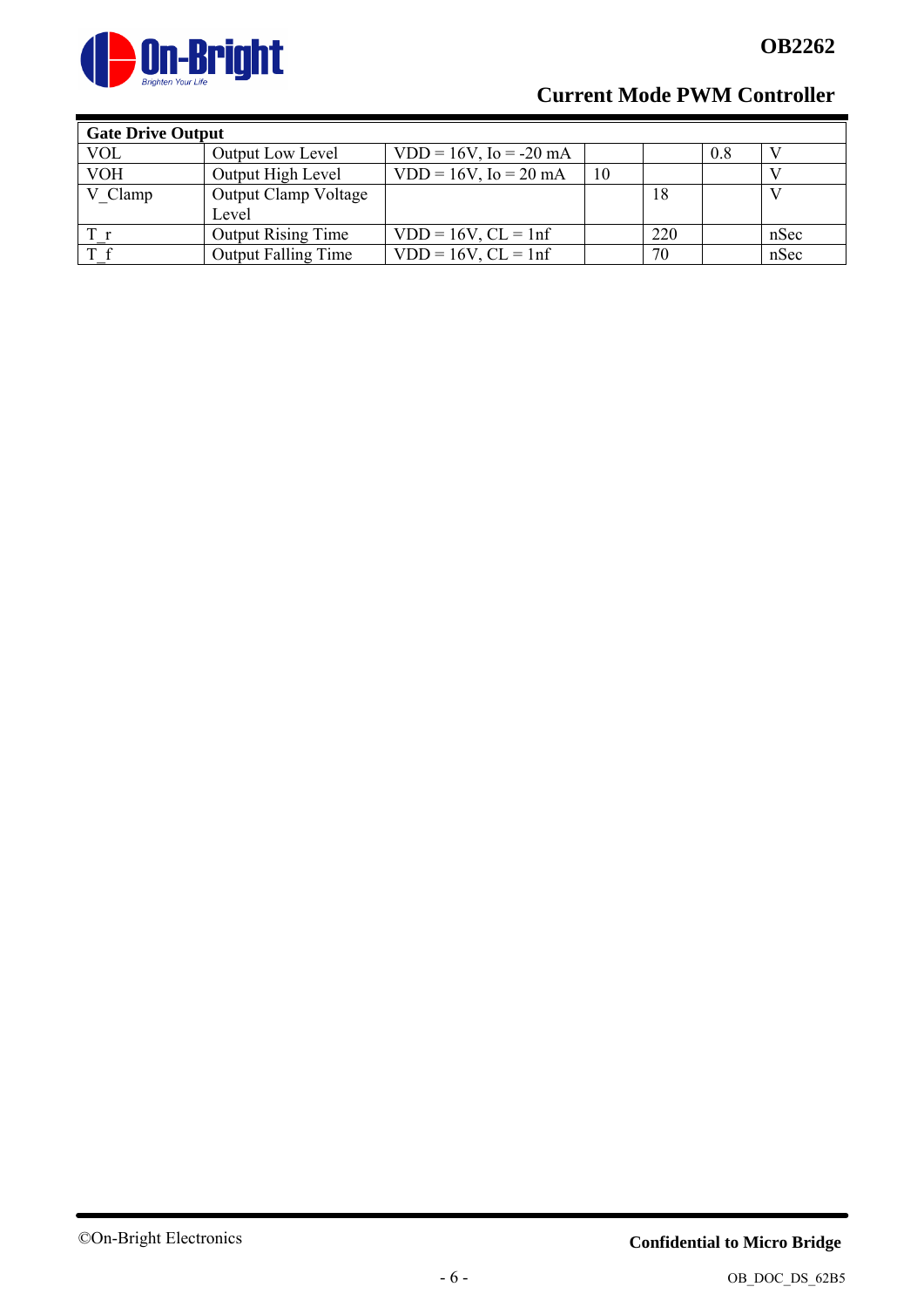| Gate Drive Output | | | | | | |
|---|---|---|---|---|---|---|
| VOL | Output Low Level | VDD = 16V, Io = -20 mA | | | 0.8 | V |
| VOH | Output High Level | VDD = 16V, Io = 20 mA | 10 | | | V |
| V_Clamp | Output Clamp Voltage Level | | | 18 | | V |
| T_r | Output Rising Time | VDD = 16V, CL = 1nf | | 220 | | nSec |
| T_f | Output Falling Time | VDD = 16V, CL = 1nf | | 70 | | nSec |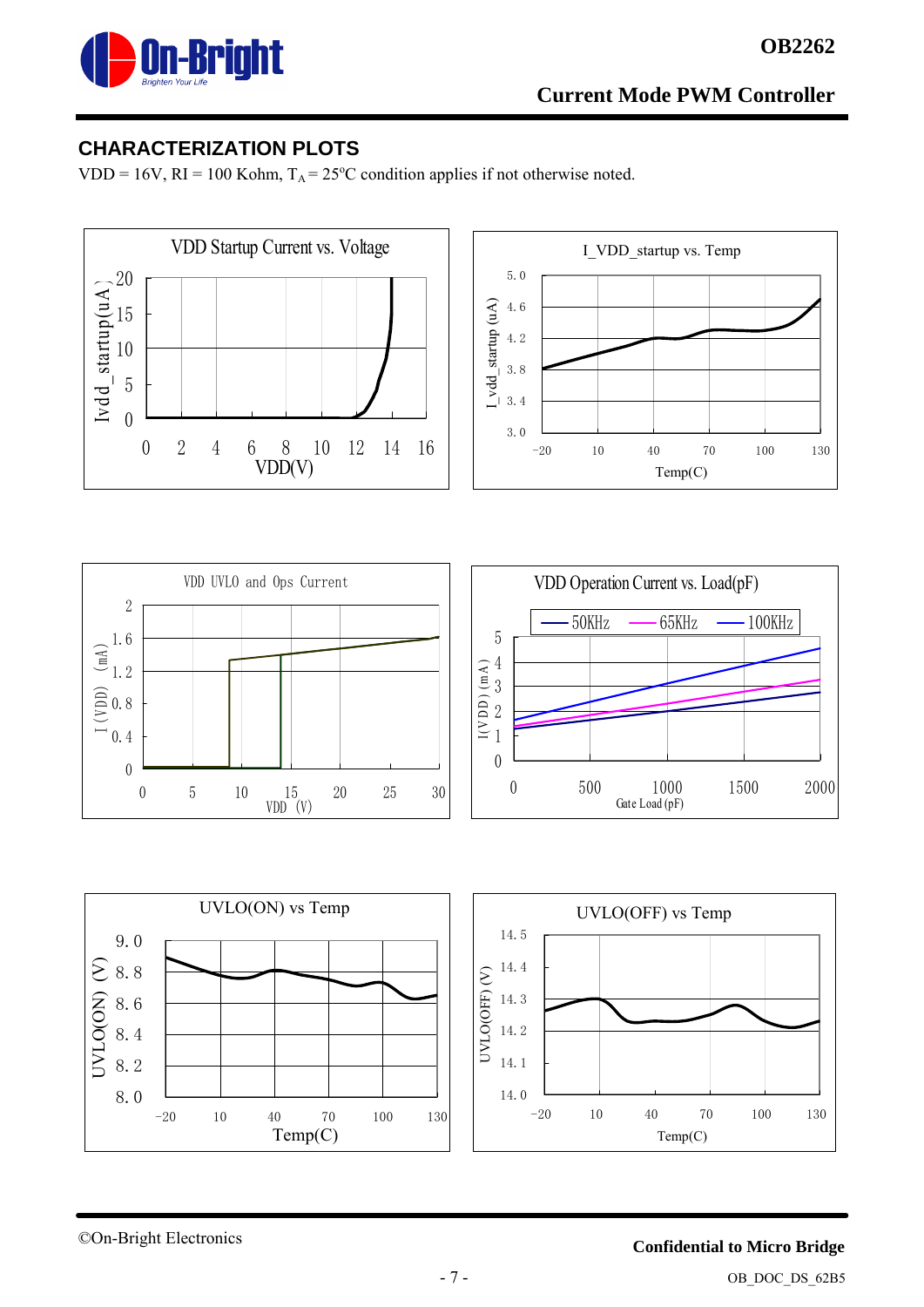## CHARACTERIZATION PLOTS

VDD = 16V, RI = 100 Kohm, $T_A = 25^oC$ condition applies if not otherwise noted.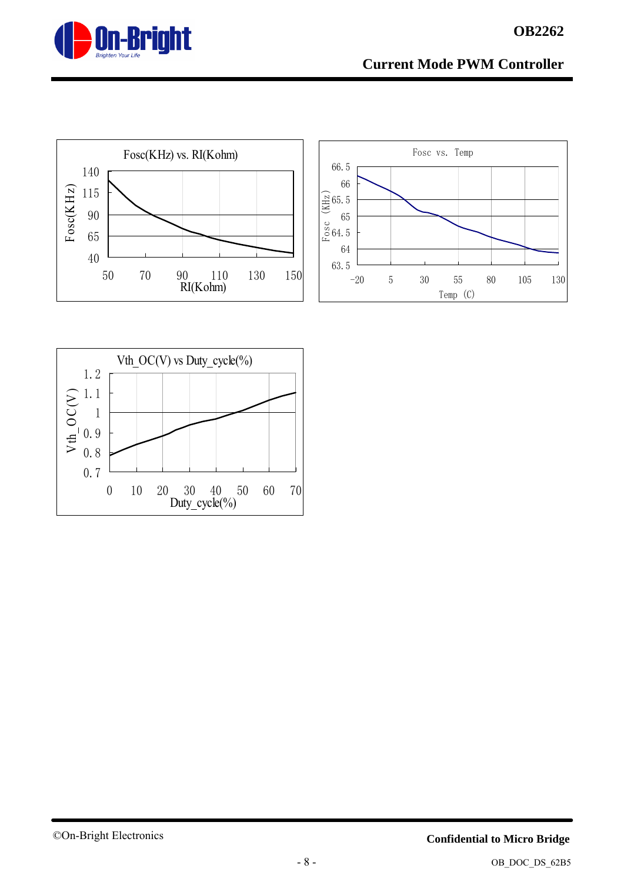Fosc(KHz) vs. RI(Kohm)

Fosc(KHz)

140
115
90
65
40

50 70 90 110 130 150

RI(Kohm)

Fosc vs. Temp

Fosc (KHz)

66.5
66
65.5
65
64.5
64
63.5

-20 5 30 55 80 105 130

Temp (C)

Vth_OC(V) vs Duty_cycle(%)

Vth_OC(V)

1.2
1.1
1
0.9
0.8
0.7

0 10 20 30 40 50 60 70

Duty_cycle(%)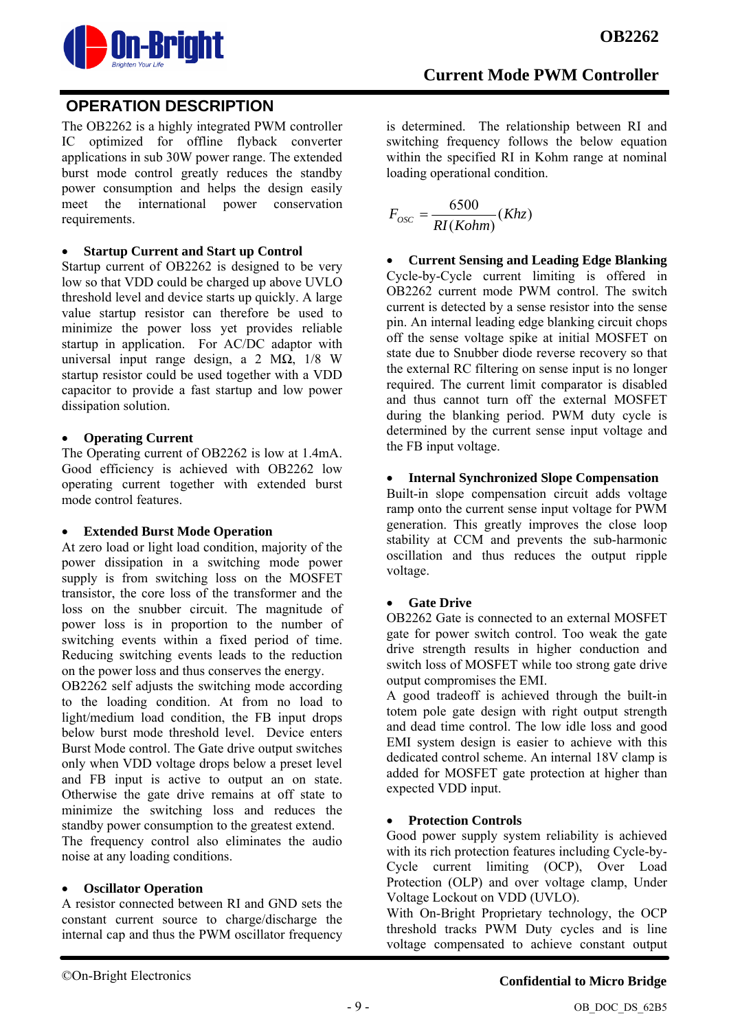## OPERATION DESCRIPTION

The OB2262 is a highly integrated PWM controller IC optimized for offline flyback converter applications in sub 30W power range. The extended burst mode control greatly reduces the standby power consumption and helps the design easily meet the international power conservation requirements.

- **Startup Current and Start up Control**

Startup current of OB2262 is designed to be very low so that VDD could be charged up above UVLO threshold level and device starts up quickly. A large value startup resistor can therefore be used to minimize the power loss yet provides reliable startup in application. For AC/DC adaptor with universal input range design, a 2 MΩ, 1/8 W startup resistor could be used together with a VDD capacitor to provide a fast startup and low power dissipation solution.

- **Operating Current**

The Operating current of OB2262 is low at 1.4mA. Good efficiency is achieved with OB2262 low operating current together with extended burst mode control features.

- **Extended Burst Mode Operation**

At zero load or light load condition, majority of the power dissipation in a switching mode power supply is from switching loss on the MOSFET transistor, the core loss of the transformer and the loss on the snubber circuit. The magnitude of power loss is in proportion to the number of switching events within a fixed period of time. Reducing switching events leads to the reduction on the power loss and thus conserves the energy.

OB2262 self adjusts the switching mode according to the loading condition. At from no load to light/medium load condition, the FB input drops below burst mode threshold level. Device enters Burst Mode control. The Gate drive output switches only when VDD voltage drops below a preset level and FB input is active to output an on state. Otherwise the gate drive remains at off state to minimize the switching loss and reduces the standby power consumption to the greatest extend.

The frequency control also eliminates the audio noise at any loading conditions.

- **Oscillator Operation**

A resistor connected between RI and GND sets the constant current source to charge/discharge the internal cap and thus the PWM oscillator frequency is determined. The relationship between RI and switching frequency follows the below equation within the specified RI in Kohm range at nominal loading operational condition.

$$F_{OSC} = \frac{6500}{RI(Kohm)}(Khz)$$

- **Current Sensing and Leading Edge Blanking**

Cycle-by-Cycle current limiting is offered in OB2262 current mode PWM control. The switch current is detected by a sense resistor into the sense pin. An internal leading edge blanking circuit chops off the sense voltage spike at initial MOSFET on state due to Snubber diode reverse recovery so that the external RC filtering on sense input is no longer required. The current limit comparator is disabled and thus cannot turn off the external MOSFET during the blanking period. PWM duty cycle is determined by the current sense input voltage and the FB input voltage.

- **Internal Synchronized Slope Compensation**

Built-in slope compensation circuit adds voltage ramp onto the current sense input voltage for PWM generation. This greatly improves the close loop stability at CCM and prevents the sub-harmonic oscillation and thus reduces the output ripple voltage.

- **Gate Drive**

OB2262 Gate is connected to an external MOSFET gate for power switch control. Too weak the gate drive strength results in higher conduction and switch loss of MOSFET while too strong gate drive output compromises the EMI.

A good tradeoff is achieved through the built-in totem pole gate design with right output strength and dead time control. The low idle loss and good EMI system design is easier to achieve with this dedicated control scheme. An internal 18V clamp is added for MOSFET gate protection at higher than expected VDD input.

- **Protection Controls**

Good power supply system reliability is achieved with its rich protection features including Cycle-by-Cycle current limiting (OCP), Over Load Protection (OLP) and over voltage clamp, Under Voltage Lockout on VDD (UVLO).

With On-Bright Proprietary technology, the OCP threshold tracks PWM Duty cycles and is line voltage compensated to achieve constant output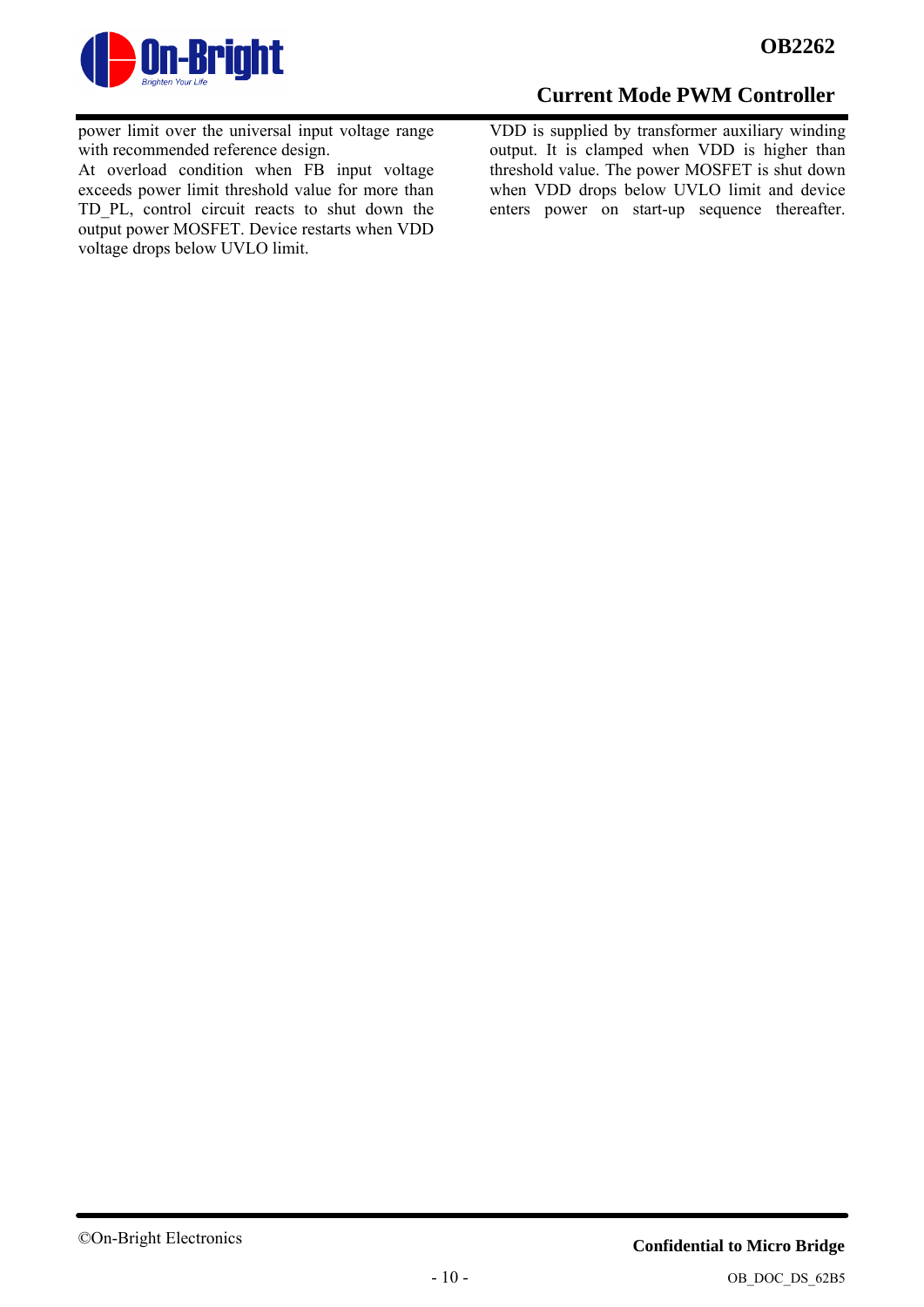power limit over the universal input voltage range with recommended reference design.

At overload condition when FB input voltage exceeds power limit threshold value for more than TD_PL, control circuit reacts to shut down the output power MOSFET. Device restarts when VDD voltage drops below UVLO limit.

VDD is supplied by transformer auxiliary winding output. It is clamped when VDD is higher than threshold value. The power MOSFET is shut down when VDD drops below UVLO limit and device enters power on start-up sequence thereafter.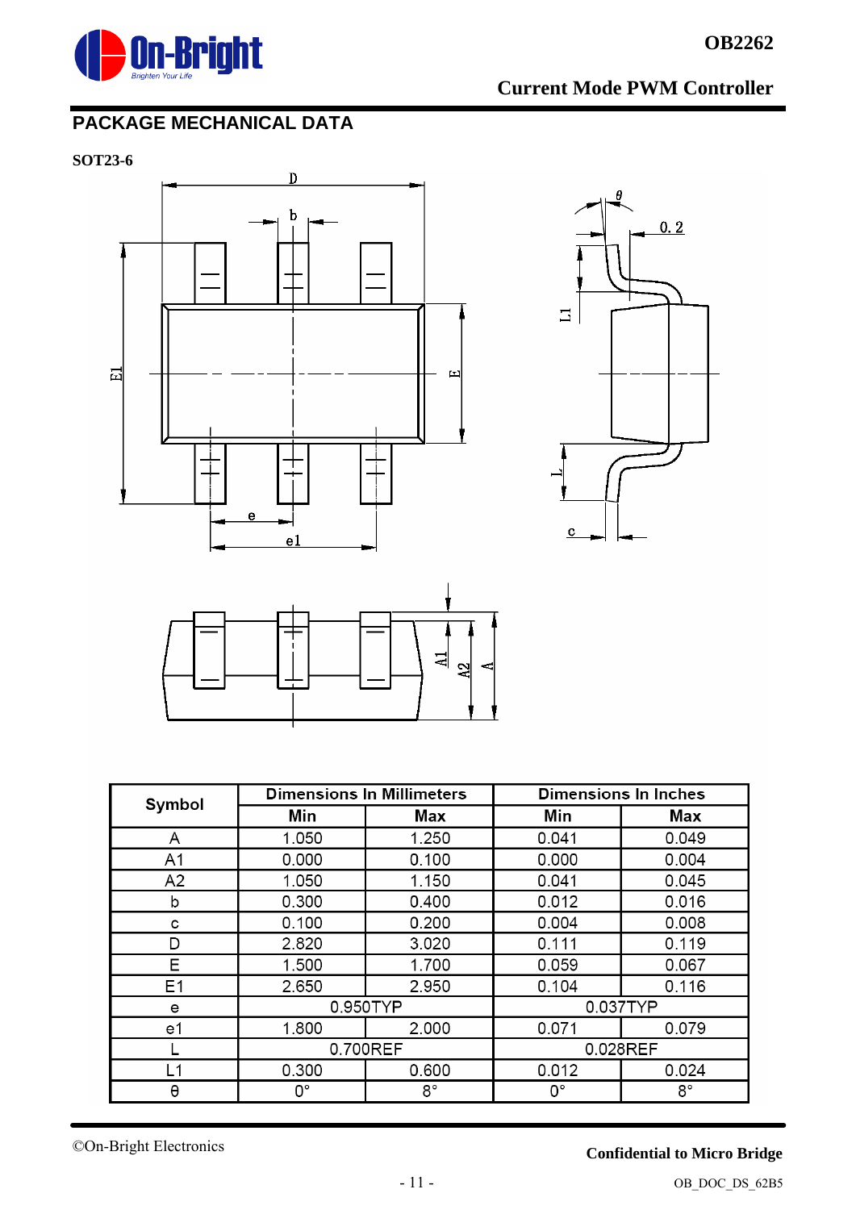## PACKAGE MECHANICAL DATA

**SOT23-6**

| Symbol | Dimensions In Millimeters | | Dimensions In Inches | |
|---|---|---|---|---|
| | Min | Max | Min | Max |
| A | 1.050 | 1.250 | 0.041 | 0.049 |
| A1 | 0.000 | 0.100 | 0.000 | 0.004 |
| A2 | 1.050 | 1.150 | 0.041 | 0.045 |
| b | 0.300 | 0.400 | 0.012 | 0.016 |
| c | 0.100 | 0.200 | 0.004 | 0.008 |
| D | 2.820 | 3.020 | 0.111 | 0.119 |
| E | 1.500 | 1.700 | 0.059 | 0.067 |
| E1 | 2.650 | 2.950 | 0.104 | 0.116 |
| e | 0.950TYP | | 0.037TYP | |
| e1 | 1.800 | 2.000 | 0.071 | 0.079 |
| L | 0.700REF | | 0.028REF | |
| L1 | 0.300 | 0.600 | 0.012 | 0.024 |
| θ | 0° | 8° | 0° | 8° |

©On-Bright Electronics

**Confidential to Micro Bridge**

OB_DOC_DS_62B5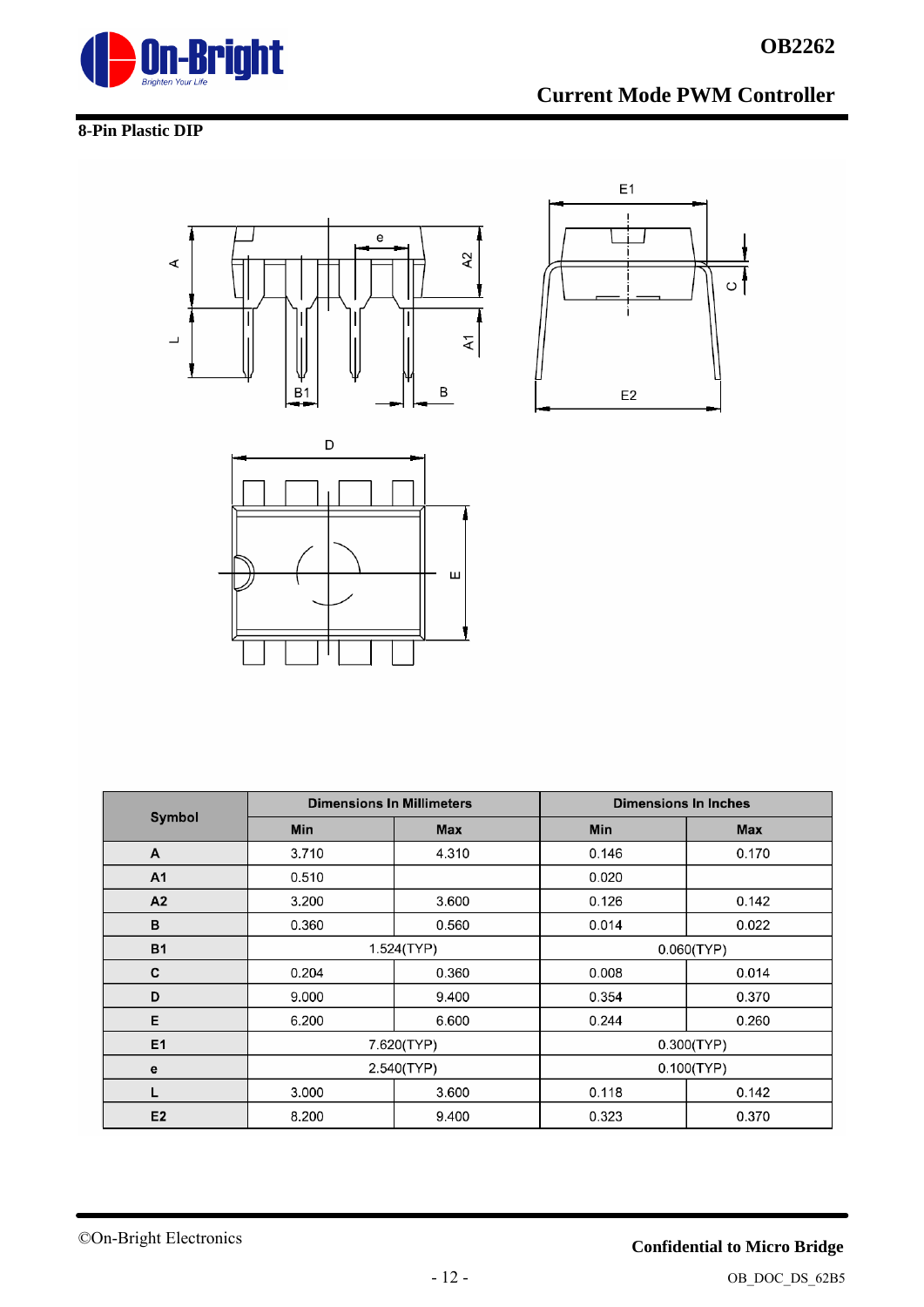## 8-Pin Plastic DIP

| Symbol | Dimensions In Millimeters | | Dimensions In Inches | |
|---|---|---|---|---|
| | Min | Max | Min | Max |
| A | 3.710 | 4.310 | 0.146 | 0.170 |
| A1 | 0.510 | | 0.020 | |
| A2 | 3.200 | 3.600 | 0.126 | 0.142 |
| B | 0.360 | 0.560 | 0.014 | 0.022 |
| B1 | 1.524(TYP) | | 0.060(TYP) | |
| C | 0.204 | 0.360 | 0.008 | 0.014 |
| D | 9.000 | 9.400 | 0.354 | 0.370 |
| E | 6.200 | 6.600 | 0.244 | 0.260 |
| E1 | 7.620(TYP) | | 0.300(TYP) | |
| e | 2.540(TYP) | | 0.100(TYP) | |
| L | 3.000 | 3.600 | 0.118 | 0.142 |
| E2 | 8.200 | 9.400 | 0.323 | 0.370 |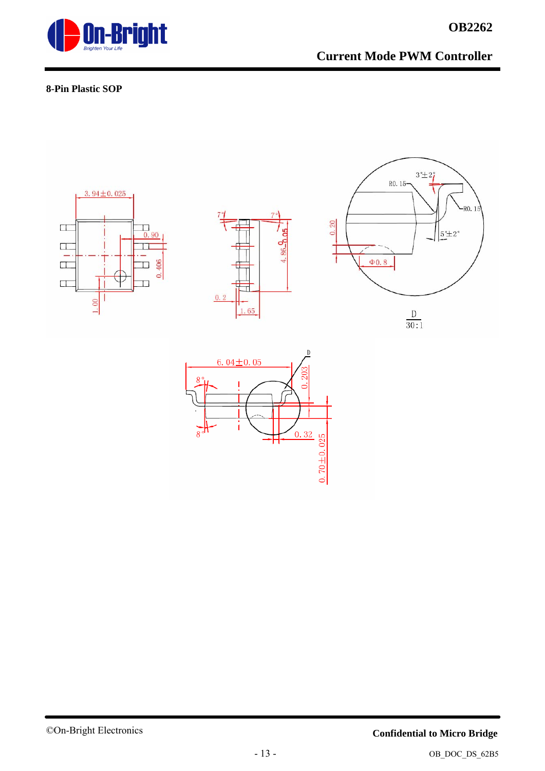**8-Pin Plastic SOP**

3.94±0.025

0.90

0.406

1.00

7°

7°

4.86±0.05

0.2

1.65

3°±2°

R0.15

R0.15

0.20

5°±2°

Φ0.8

D

30:1

6.04±0.05

D

8°

0.203

8°

0.32

0.70±0.025